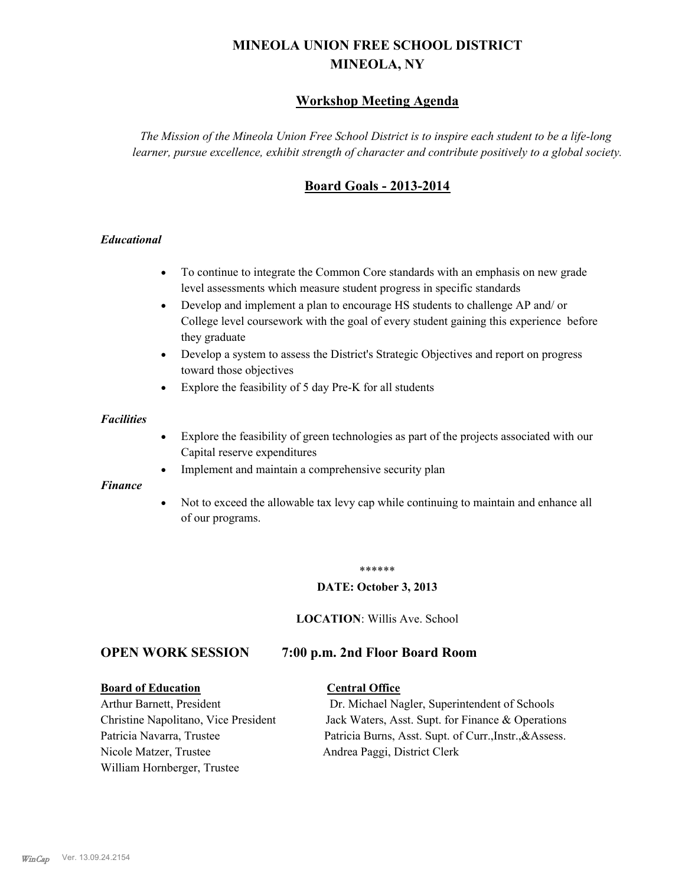# MINEOLA UNION FREE SCHOOL DISTRICT
# MINEOLA, NY

## Workshop Meeting Agenda

*The Mission of the Mineola Union Free School District is to inspire each student to be a life-long learner, pursue excellence, exhibit strength of character and contribute positively to a global society.*

## Board Goals - 2013-2014

***Educational***

- To continue to integrate the Common Core standards with an emphasis on new grade level assessments which measure student progress in specific standards
- Develop and implement a plan to encourage HS students to challenge AP and/ or College level coursework with the goal of every student gaining this experience before they graduate
- Develop a system to assess the District's Strategic Objectives and report on progress toward those objectives
- Explore the feasibility of 5 day Pre-K for all students

***Facilities***

- Explore the feasibility of green technologies as part of the projects associated with our Capital reserve expenditures
- Implement and maintain a comprehensive security plan

***Finance***

- Not to exceed the allowable tax levy cap while continuing to maintain and enhance all of our programs.

******

**DATE: October 3, 2013**

**LOCATION**: Willis Ave. School

## OPEN WORK SESSION 7:00 p.m. 2nd Floor Board Room

**Board of Education**

Arthur Barnett, President
Christine Napolitano, Vice President
Patricia Navarra, Trustee
Nicole Matzer, Trustee
William Hornberger, Trustee

**Central Office**

Dr. Michael Nagler, Superintendent of Schools
Jack Waters, Asst. Supt. for Finance & Operations
Patricia Burns, Asst. Supt. of Curr.,Instr.,&Assess.
Andrea Paggi, District Clerk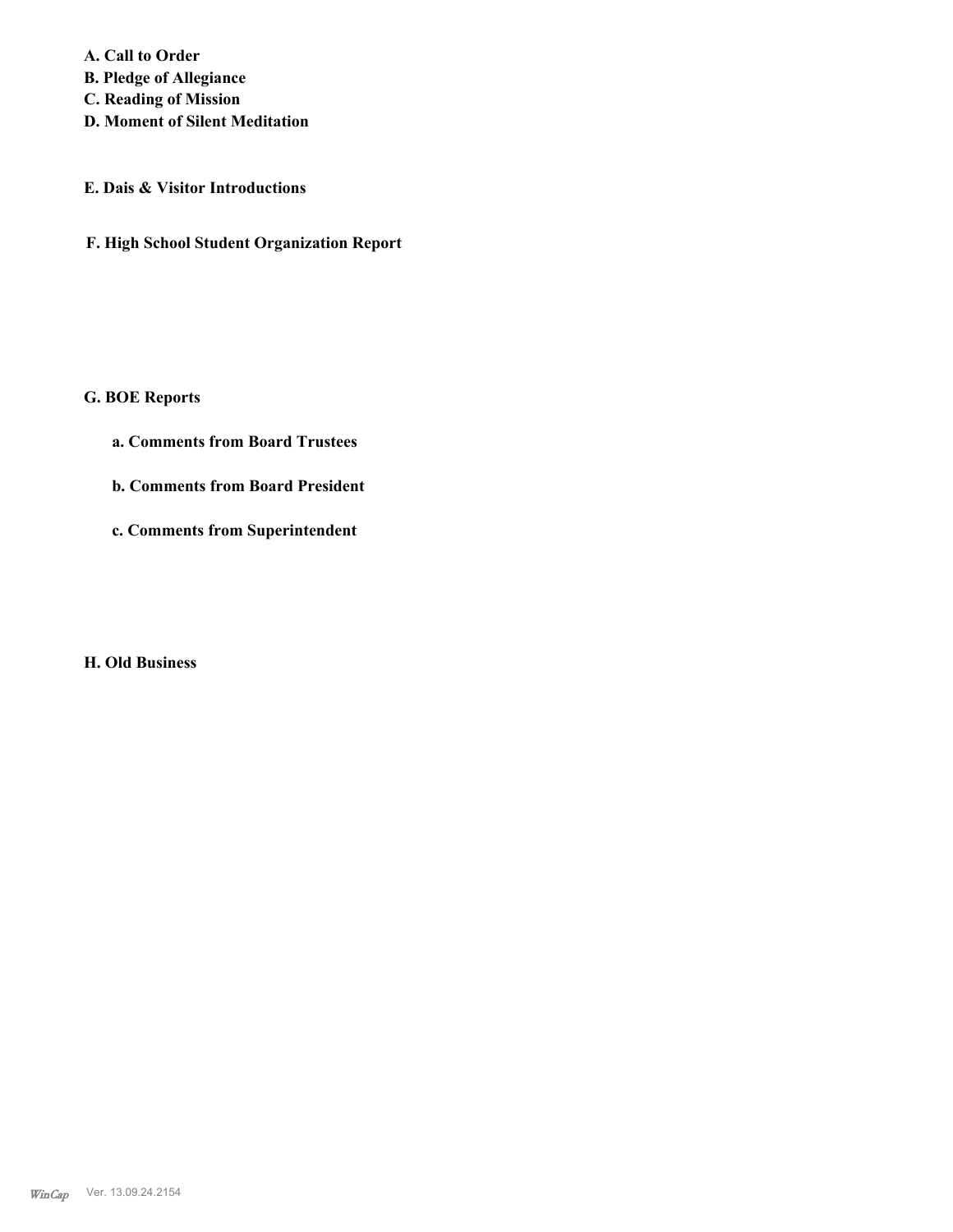**A. Call to Order**
**B. Pledge of Allegiance**
**C. Reading of Mission**
**D. Moment of Silent Meditation**

**E. Dais & Visitor Introductions**

**F. High School Student Organization Report**

**G. BOE Reports**

**a. Comments from Board Trustees**

**b. Comments from Board President**

**c. Comments from Superintendent**

**H. Old Business**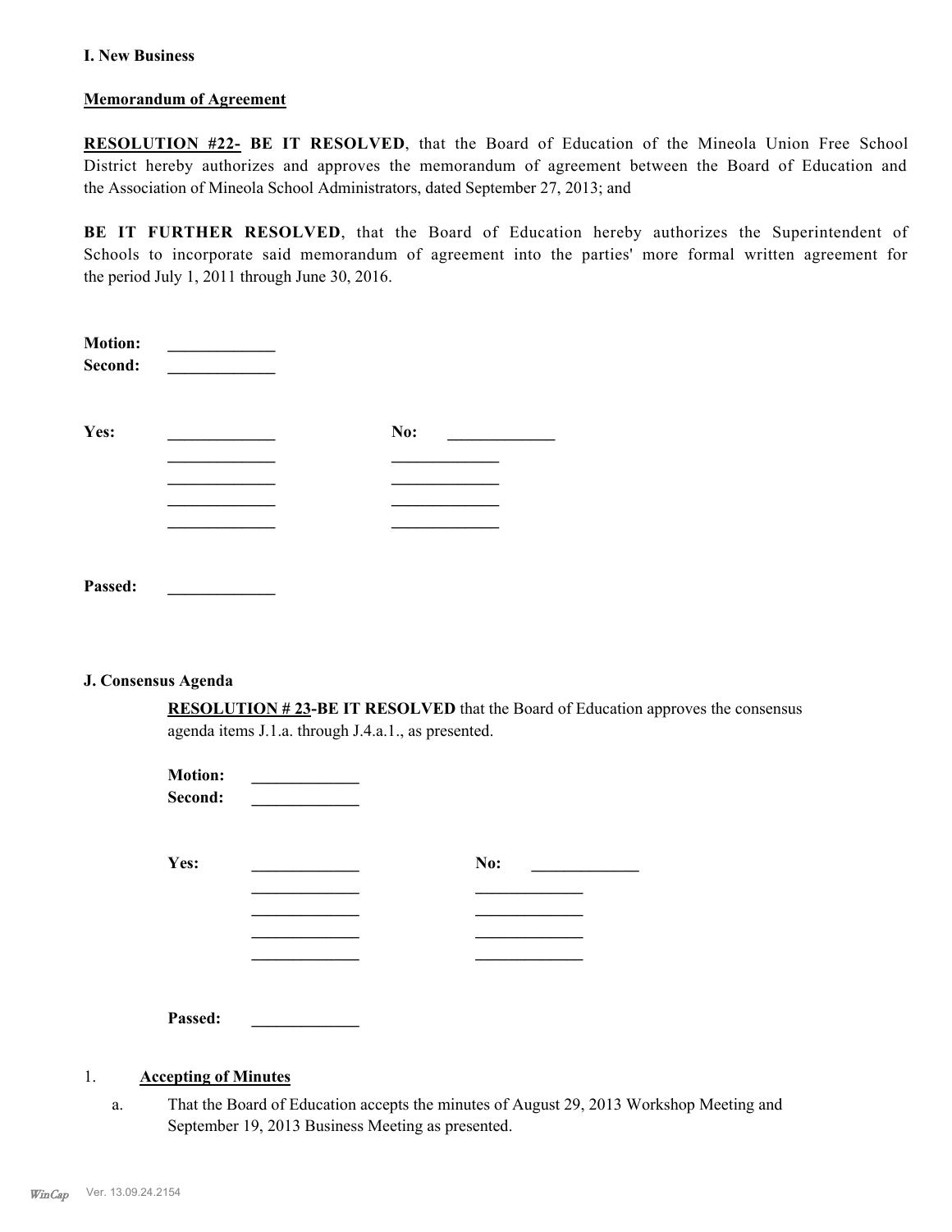**I. New Business**

**Memorandum of Agreement**

**RESOLUTION #22- BE IT RESOLVED**, that the Board of Education of the Mineola Union Free School District hereby authorizes and approves the memorandum of agreement between the Board of Education and the Association of Mineola School Administrators, dated September 27, 2013; and

**BE IT FURTHER RESOLVED**, that the Board of Education hereby authorizes the Superintendent of Schools to incorporate said memorandum of agreement into the parties' more formal written agreement for the period July 1, 2011 through June 30, 2016.

**Motion:** _____________
**Second:** _____________

**Yes:** _____________ **No:** _____________
_____________ _____________
_____________ _____________
_____________ _____________
_____________ _____________

**Passed:** _____________

**J. Consensus Agenda**

**RESOLUTION # 23-BE IT RESOLVED** that the Board of Education approves the consensus agenda items J.1.a. through J.4.a.1., as presented.

**Motion:** _____________
**Second:** _____________

**Yes:** _____________ **No:** _____________
_____________ _____________
_____________ _____________
_____________ _____________
_____________ _____________

**Passed:** _____________

1. **Accepting of Minutes**

   a. That the Board of Education accepts the minutes of August 29, 2013 Workshop Meeting and September 19, 2013 Business Meeting as presented.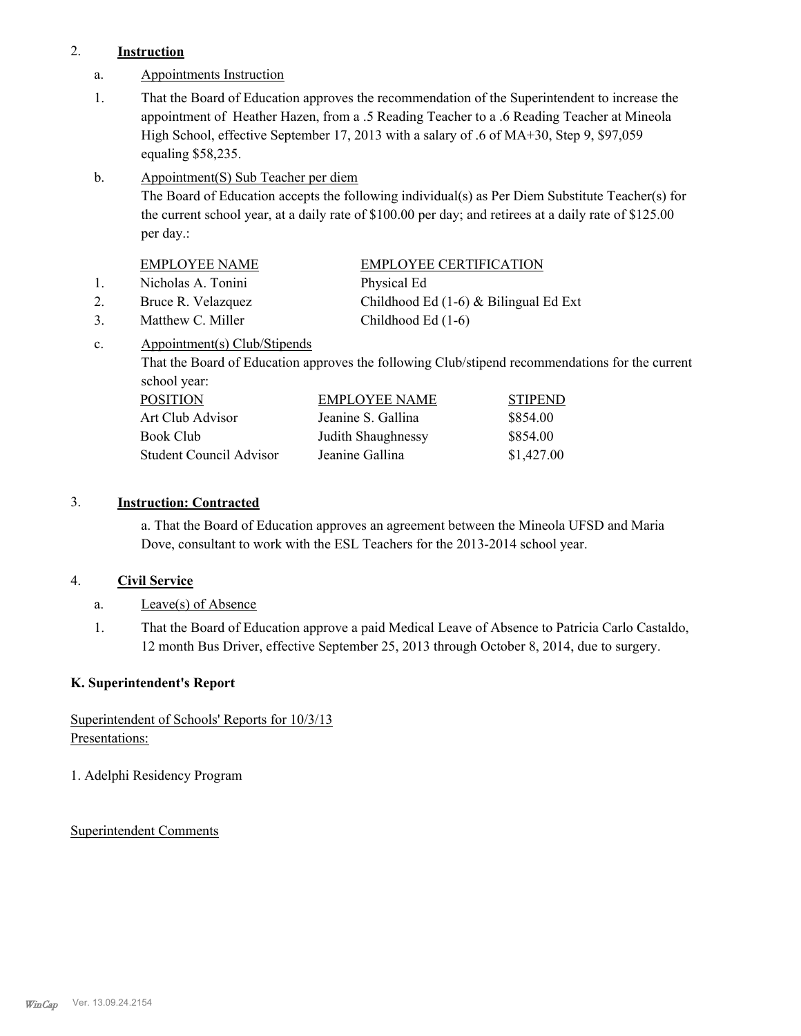2. **Instruction**

a. Appointments Instruction

1. That the Board of Education approves the recommendation of the Superintendent to increase the appointment of Heather Hazen, from a .5 Reading Teacher to a .6 Reading Teacher at Mineola High School, effective September 17, 2013 with a salary of .6 of MA+30, Step 9, $97,059 equaling $58,235.

b. Appointment(S) Sub Teacher per diem

The Board of Education accepts the following individual(s) as Per Diem Substitute Teacher(s) for the current school year, at a daily rate of $100.00 per day; and retirees at a daily rate of $125.00 per day.:

| | EMPLOYEE NAME | EMPLOYEE CERTIFICATION |
|---|---|---|
| 1. | Nicholas A. Tonini | Physical Ed |
| 2. | Bruce R. Velazquez | Childhood Ed (1-6) & Bilingual Ed Ext |
| 3. | Matthew C. Miller | Childhood Ed (1-6) |

c. Appointment(s) Club/Stipends

That the Board of Education approves the following Club/stipend recommendations for the current school year:

| POSITION | EMPLOYEE NAME | STIPEND |
|---|---|---|
| Art Club Advisor | Jeanine S. Gallina | $854.00 |
| Book Club | Judith Shaughnessy | $854.00 |
| Student Council Advisor | Jeanine Gallina | $1,427.00 |

3. **Instruction: Contracted**

a. That the Board of Education approves an agreement between the Mineola UFSD and Maria Dove, consultant to work with the ESL Teachers for the 2013-2014 school year.

4. **Civil Service**

a. Leave(s) of Absence

1. That the Board of Education approve a paid Medical Leave of Absence to Patricia Carlo Castaldo, 12 month Bus Driver, effective September 25, 2013 through October 8, 2014, due to surgery.

**K. Superintendent's Report**

Superintendent of Schools' Reports for 10/3/13
Presentations:

1. Adelphi Residency Program

Superintendent Comments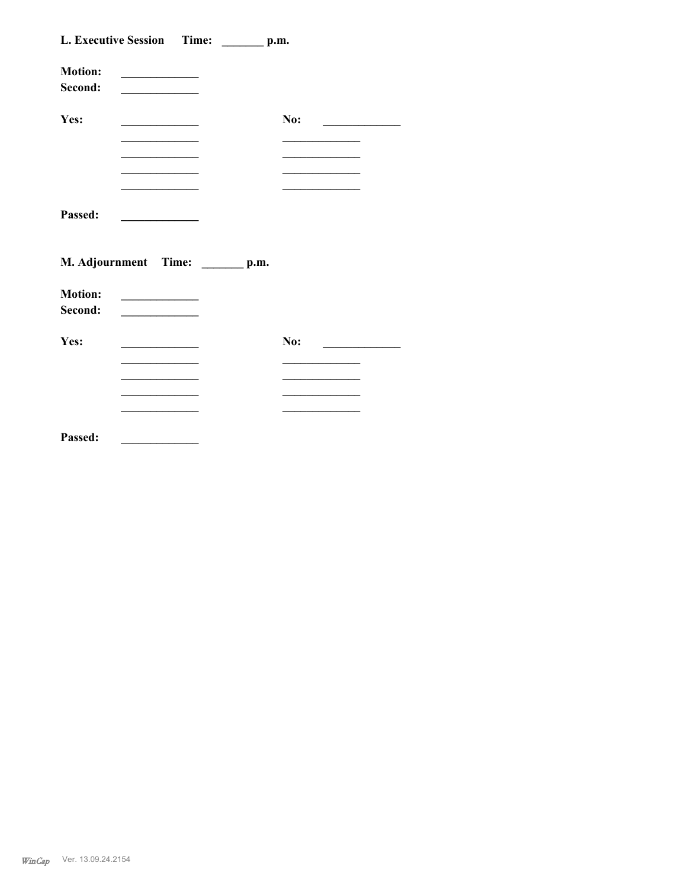**L. Executive Session     Time:  _______ p.m.**

**Motion:** _____________
**Second:** _____________

| | | | |
|---|---|---|---|
| **Yes:** | _____________ | **No:** | _____________ |
| | _____________ | | _____________ |
| | _____________ | | _____________ |
| | _____________ | | _____________ |
| | _____________ | | _____________ |

**Passed:** _____________

**M. Adjournment     Time:  _______ p.m.**

**Motion:** _____________
**Second:** _____________

| | | | |
|---|---|---|---|
| **Yes:** | _____________ | **No:** | _____________ |
| | _____________ | | _____________ |
| | _____________ | | _____________ |
| | _____________ | | _____________ |
| | _____________ | | _____________ |

**Passed:** _____________